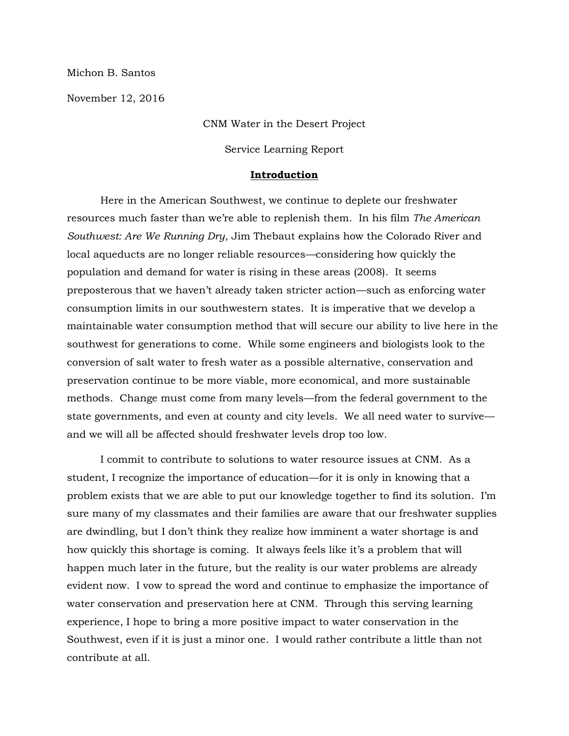Michon B. Santos

November 12, 2016

CNM Water in the Desert Project

Service Learning Report

## **Introduction**

Here in the American Southwest, we continue to deplete our freshwater resources much faster than we're able to replenish them. In his film *The American Southwest: Are We Running Dry*, Jim Thebaut explains how the Colorado River and local aqueducts are no longer reliable resources—considering how quickly the population and demand for water is rising in these areas (2008). It seems preposterous that we haven't already taken stricter action—such as enforcing water consumption limits in our southwestern states. It is imperative that we develop a maintainable water consumption method that will secure our ability to live here in the southwest for generations to come. While some engineers and biologists look to the conversion of salt water to fresh water as a possible alternative, conservation and preservation continue to be more viable, more economical, and more sustainable methods. Change must come from many levels—from the federal government to the state governments, and even at county and city levels. We all need water to survive—and we will all be affected should freshwater levels drop too low.

I commit to contribute to solutions to water resource issues at CNM. As a student, I recognize the importance of education—for it is only in knowing that a problem exists that we are able to put our knowledge together to find its solution. I'm sure many of my classmates and their families are aware that our freshwater supplies are dwindling, but I don't think they realize how imminent a water shortage is and how quickly this shortage is coming. It always feels like it's a problem that will happen much later in the future, but the reality is our water problems are already evident now. I vow to spread the word and continue to emphasize the importance of water conservation and preservation here at CNM. Through this serving learning experience, I hope to bring a more positive impact to water conservation in the Southwest, even if it is just a minor one. I would rather contribute a little than not contribute at all.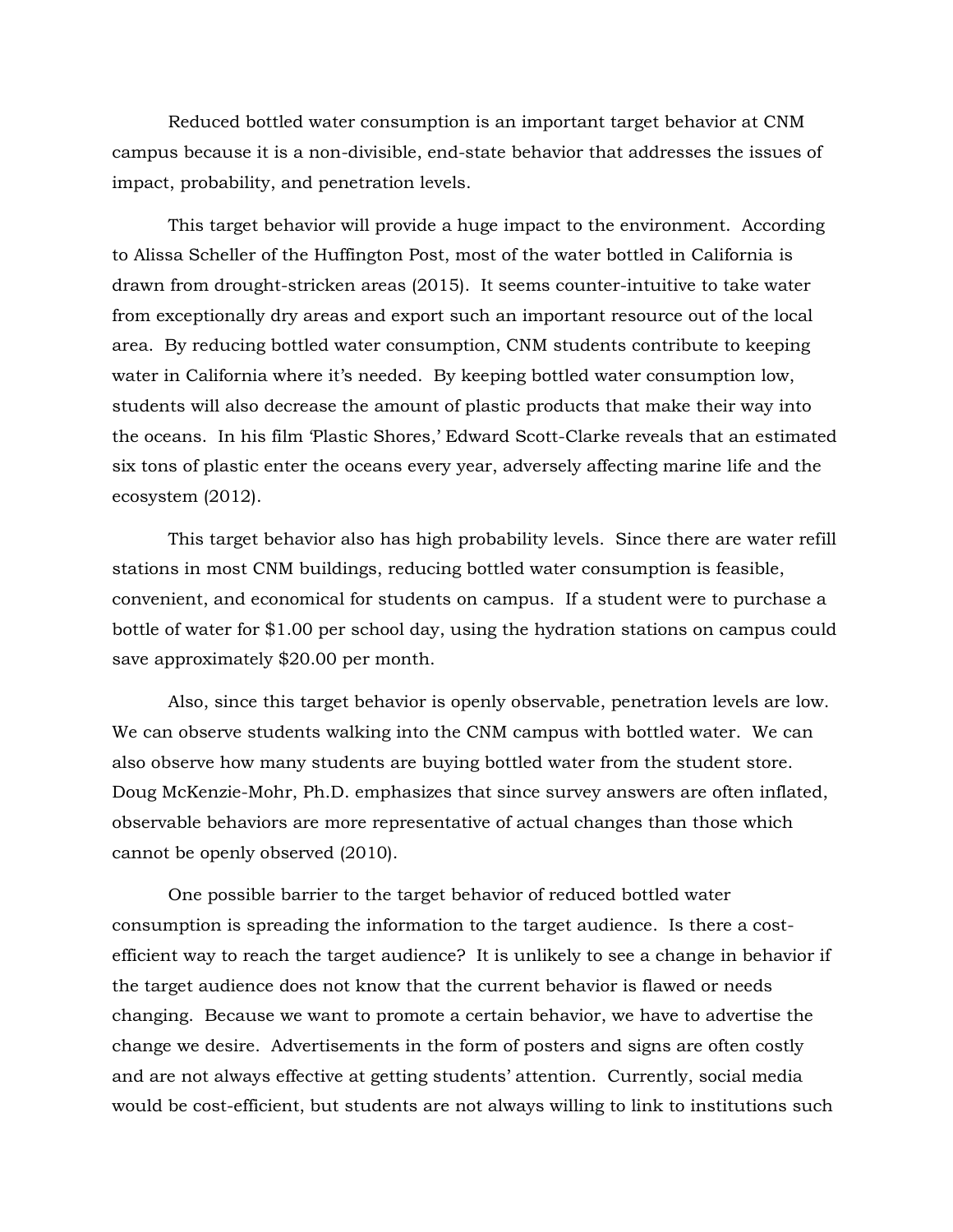Reduced bottled water consumption is an important target behavior at CNM campus because it is a non-divisible, end-state behavior that addresses the issues of impact, probability, and penetration levels.

This target behavior will provide a huge impact to the environment. According to Alissa Scheller of the Huffington Post, most of the water bottled in California is drawn from drought-stricken areas (2015). It seems counter-intuitive to take water from exceptionally dry areas and export such an important resource out of the local area. By reducing bottled water consumption, CNM students contribute to keeping water in California where it's needed. By keeping bottled water consumption low, students will also decrease the amount of plastic products that make their way into the oceans. In his film 'Plastic Shores,' Edward Scott-Clarke reveals that an estimated six tons of plastic enter the oceans every year, adversely affecting marine life and the ecosystem (2012).

This target behavior also has high probability levels. Since there are water refill stations in most CNM buildings, reducing bottled water consumption is feasible, convenient, and economical for students on campus. If a student were to purchase a bottle of water for $1.00 per school day, using the hydration stations on campus could save approximately $20.00 per month.

Also, since this target behavior is openly observable, penetration levels are low. We can observe students walking into the CNM campus with bottled water. We can also observe how many students are buying bottled water from the student store. Doug McKenzie-Mohr, Ph.D. emphasizes that since survey answers are often inflated, observable behaviors are more representative of actual changes than those which cannot be openly observed (2010).

One possible barrier to the target behavior of reduced bottled water consumption is spreading the information to the target audience. Is there a cost-efficient way to reach the target audience? It is unlikely to see a change in behavior if the target audience does not know that the current behavior is flawed or needs changing. Because we want to promote a certain behavior, we have to advertise the change we desire. Advertisements in the form of posters and signs are often costly and are not always effective at getting students' attention. Currently, social media would be cost-efficient, but students are not always willing to link to institutions such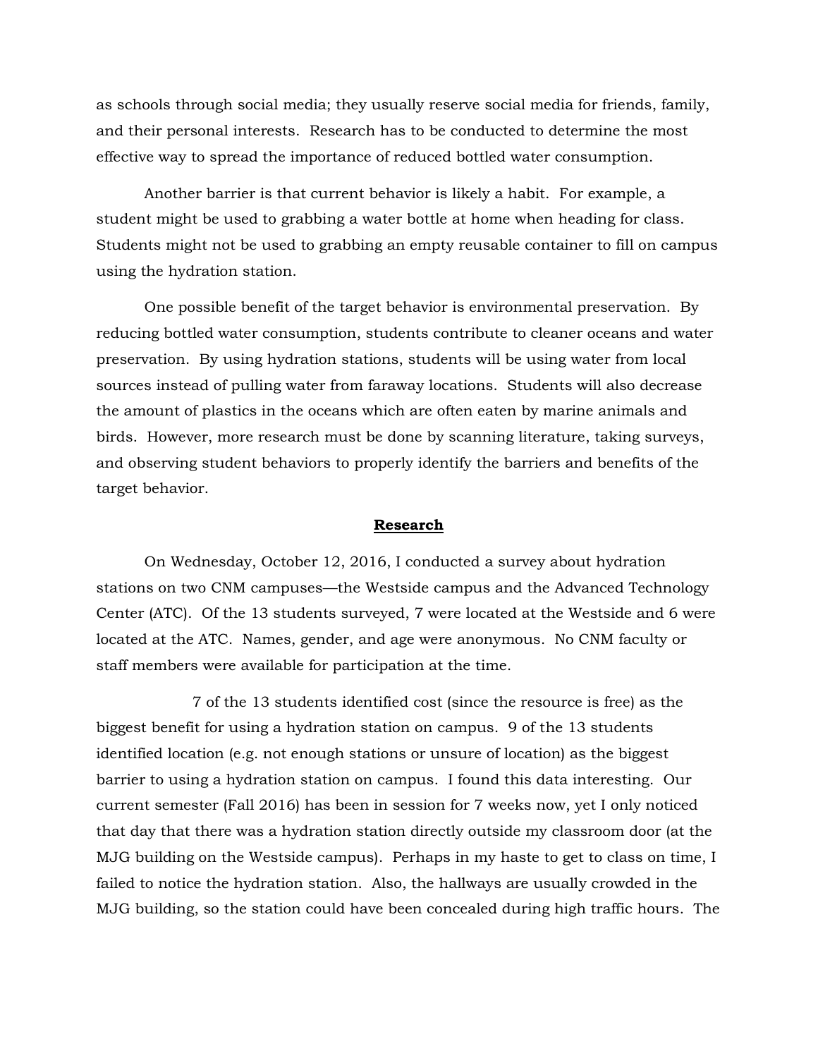as schools through social media; they usually reserve social media for friends, family, and their personal interests. Research has to be conducted to determine the most effective way to spread the importance of reduced bottled water consumption.

Another barrier is that current behavior is likely a habit. For example, a student might be used to grabbing a water bottle at home when heading for class. Students might not be used to grabbing an empty reusable container to fill on campus using the hydration station.

One possible benefit of the target behavior is environmental preservation. By reducing bottled water consumption, students contribute to cleaner oceans and water preservation. By using hydration stations, students will be using water from local sources instead of pulling water from faraway locations. Students will also decrease the amount of plastics in the oceans which are often eaten by marine animals and birds. However, more research must be done by scanning literature, taking surveys, and observing student behaviors to properly identify the barriers and benefits of the target behavior.

## **Research**

On Wednesday, October 12, 2016, I conducted a survey about hydration stations on two CNM campuses—the Westside campus and the Advanced Technology Center (ATC). Of the 13 students surveyed, 7 were located at the Westside and 6 were located at the ATC. Names, gender, and age were anonymous. No CNM faculty or staff members were available for participation at the time.

7 of the 13 students identified cost (since the resource is free) as the biggest benefit for using a hydration station on campus. 9 of the 13 students identified location (e.g. not enough stations or unsure of location) as the biggest barrier to using a hydration station on campus. I found this data interesting. Our current semester (Fall 2016) has been in session for 7 weeks now, yet I only noticed that day that there was a hydration station directly outside my classroom door (at the MJG building on the Westside campus). Perhaps in my haste to get to class on time, I failed to notice the hydration station. Also, the hallways are usually crowded in the MJG building, so the station could have been concealed during high traffic hours. The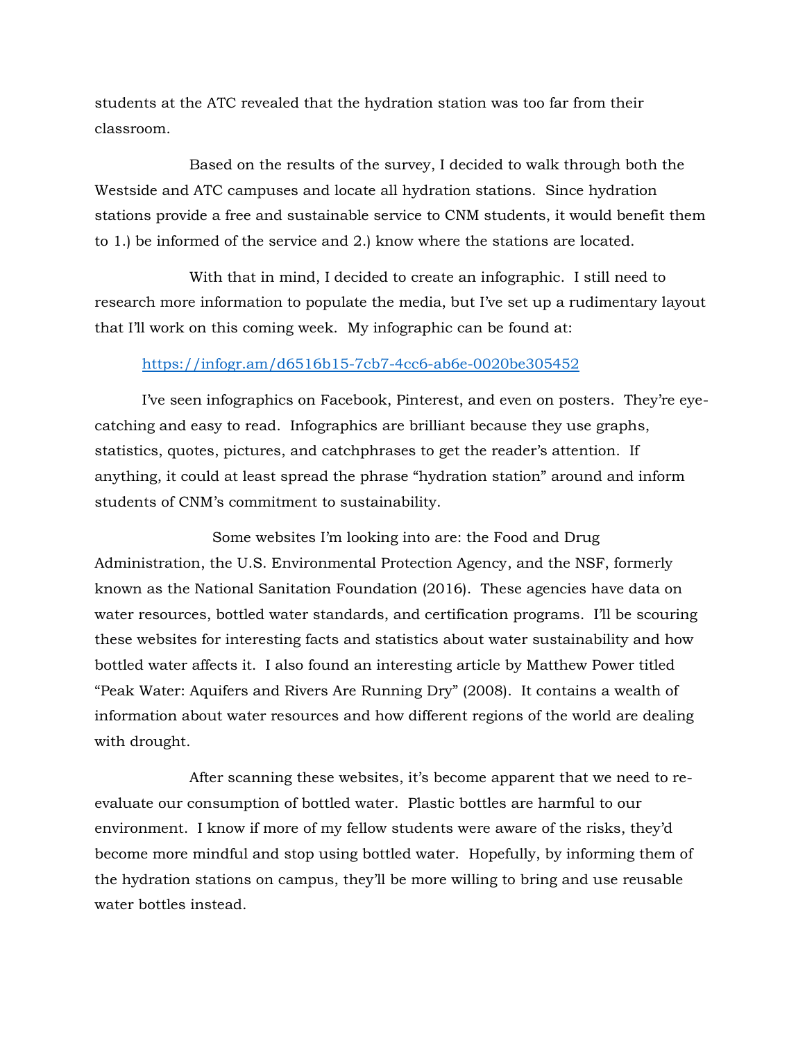students at the ATC revealed that the hydration station was too far from their classroom.

Based on the results of the survey, I decided to walk through both the Westside and ATC campuses and locate all hydration stations. Since hydration stations provide a free and sustainable service to CNM students, it would benefit them to 1.) be informed of the service and 2.) know where the stations are located.

With that in mind, I decided to create an infographic. I still need to research more information to populate the media, but I've set up a rudimentary layout that I'll work on this coming week. My infographic can be found at:

[https://infogr.am/d6516b15-7cb7-4cc6-ab6e-0020be305452](https://infogr.am/d6516b15-7cb7-4cc6-ab6e-0020be305452)

I've seen infographics on Facebook, Pinterest, and even on posters. They're eye-catching and easy to read. Infographics are brilliant because they use graphs, statistics, quotes, pictures, and catchphrases to get the reader's attention. If anything, it could at least spread the phrase "hydration station" around and inform students of CNM's commitment to sustainability.

Some websites I'm looking into are: the Food and Drug Administration, the U.S. Environmental Protection Agency, and the NSF, formerly known as the National Sanitation Foundation (2016). These agencies have data on water resources, bottled water standards, and certification programs. I'll be scouring these websites for interesting facts and statistics about water sustainability and how bottled water affects it. I also found an interesting article by Matthew Power titled "Peak Water: Aquifers and Rivers Are Running Dry" (2008). It contains a wealth of information about water resources and how different regions of the world are dealing with drought.

After scanning these websites, it's become apparent that we need to re-evaluate our consumption of bottled water. Plastic bottles are harmful to our environment. I know if more of my fellow students were aware of the risks, they'd become more mindful and stop using bottled water. Hopefully, by informing them of the hydration stations on campus, they'll be more willing to bring and use reusable water bottles instead.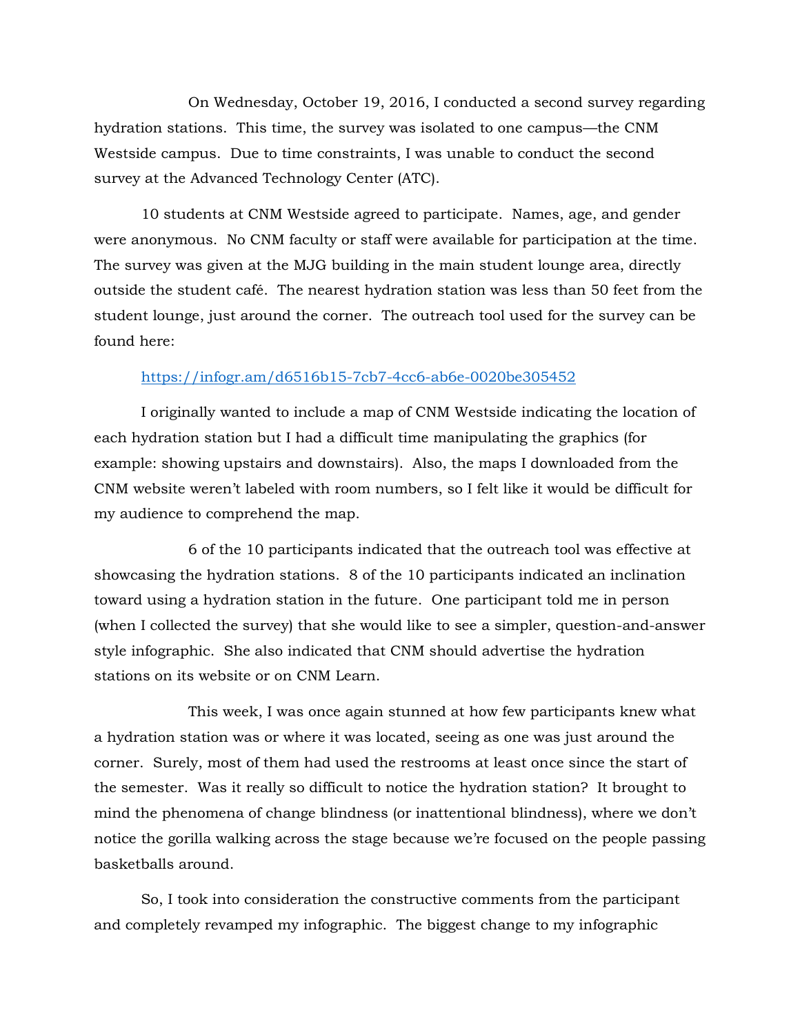On Wednesday, October 19, 2016, I conducted a second survey regarding hydration stations. This time, the survey was isolated to one campus—the CNM Westside campus. Due to time constraints, I was unable to conduct the second survey at the Advanced Technology Center (ATC).

10 students at CNM Westside agreed to participate. Names, age, and gender were anonymous. No CNM faculty or staff were available for participation at the time. The survey was given at the MJG building in the main student lounge area, directly outside the student café. The nearest hydration station was less than 50 feet from the student lounge, just around the corner. The outreach tool used for the survey can be found here:

https://infogr.am/d6516b15-7cb7-4cc6-ab6e-0020be305452

I originally wanted to include a map of CNM Westside indicating the location of each hydration station but I had a difficult time manipulating the graphics (for example: showing upstairs and downstairs). Also, the maps I downloaded from the CNM website weren't labeled with room numbers, so I felt like it would be difficult for my audience to comprehend the map.

6 of the 10 participants indicated that the outreach tool was effective at showcasing the hydration stations. 8 of the 10 participants indicated an inclination toward using a hydration station in the future. One participant told me in person (when I collected the survey) that she would like to see a simpler, question-and-answer style infographic. She also indicated that CNM should advertise the hydration stations on its website or on CNM Learn.

This week, I was once again stunned at how few participants knew what a hydration station was or where it was located, seeing as one was just around the corner. Surely, most of them had used the restrooms at least once since the start of the semester. Was it really so difficult to notice the hydration station? It brought to mind the phenomena of change blindness (or inattentional blindness), where we don't notice the gorilla walking across the stage because we're focused on the people passing basketballs around.

So, I took into consideration the constructive comments from the participant and completely revamped my infographic. The biggest change to my infographic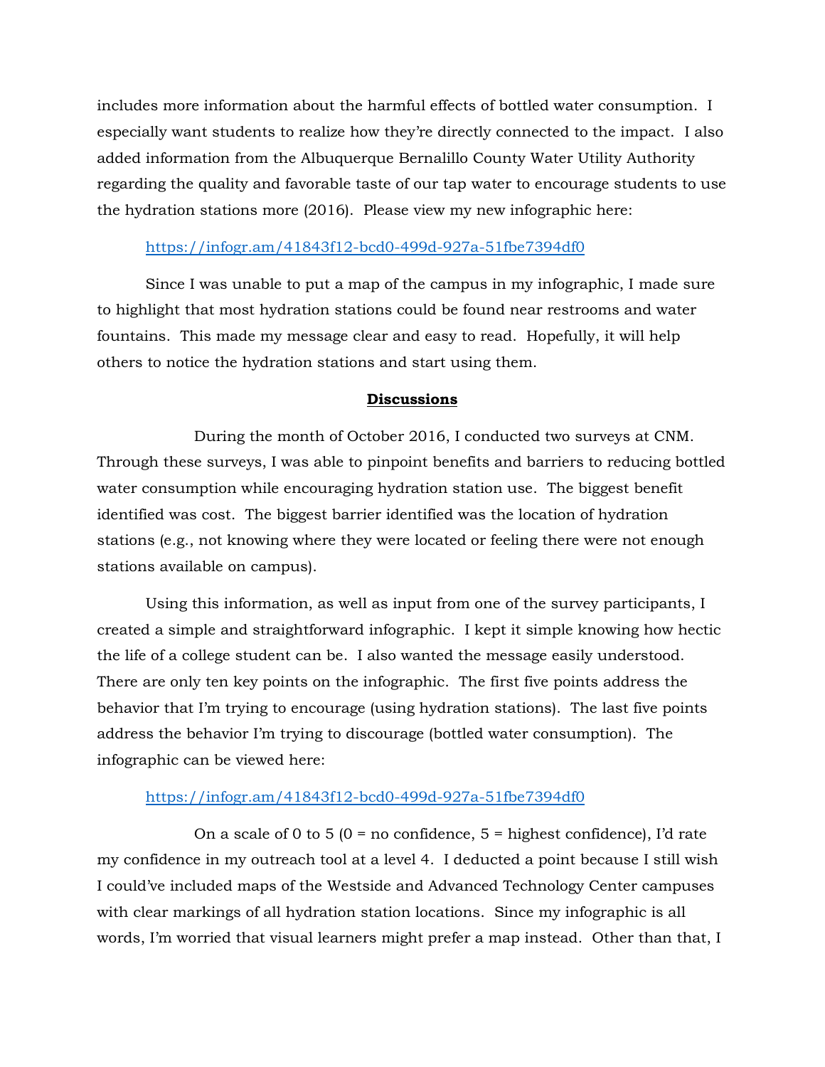includes more information about the harmful effects of bottled water consumption. I especially want students to realize how they're directly connected to the impact. I also added information from the Albuquerque Bernalillo County Water Utility Authority regarding the quality and favorable taste of our tap water to encourage students to use the hydration stations more (2016). Please view my new infographic here:

https://infogr.am/41843f12-bcd0-499d-927a-51fbe7394df0

Since I was unable to put a map of the campus in my infographic, I made sure to highlight that most hydration stations could be found near restrooms and water fountains. This made my message clear and easy to read. Hopefully, it will help others to notice the hydration stations and start using them.

## **Discussions**

During the month of October 2016, I conducted two surveys at CNM. Through these surveys, I was able to pinpoint benefits and barriers to reducing bottled water consumption while encouraging hydration station use. The biggest benefit identified was cost. The biggest barrier identified was the location of hydration stations (e.g., not knowing where they were located or feeling there were not enough stations available on campus).

Using this information, as well as input from one of the survey participants, I created a simple and straightforward infographic. I kept it simple knowing how hectic the life of a college student can be. I also wanted the message easily understood. There are only ten key points on the infographic. The first five points address the behavior that I'm trying to encourage (using hydration stations). The last five points address the behavior I'm trying to discourage (bottled water consumption). The infographic can be viewed here:

https://infogr.am/41843f12-bcd0-499d-927a-51fbe7394df0

On a scale of 0 to 5 (0 = no confidence, 5 = highest confidence), I'd rate my confidence in my outreach tool at a level 4. I deducted a point because I still wish I could've included maps of the Westside and Advanced Technology Center campuses with clear markings of all hydration station locations. Since my infographic is all words, I'm worried that visual learners might prefer a map instead. Other than that, I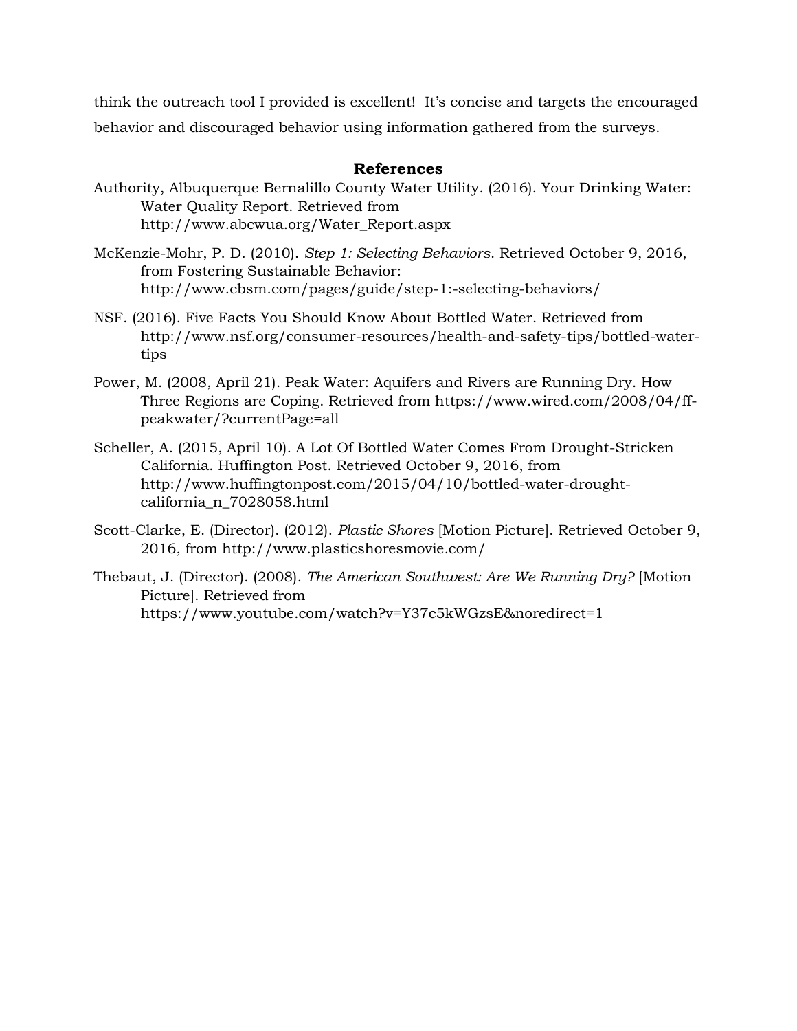think the outreach tool I provided is excellent! It's concise and targets the encouraged behavior and discouraged behavior using information gathered from the surveys.

## **References**

Authority, Albuquerque Bernalillo County Water Utility. (2016). Your Drinking Water: Water Quality Report. Retrieved from http://www.abcwua.org/Water_Report.aspx

McKenzie-Mohr, P. D. (2010). *Step 1: Selecting Behaviors*. Retrieved October 9, 2016, from Fostering Sustainable Behavior: http://www.cbsm.com/pages/guide/step-1:-selecting-behaviors/

NSF. (2016). Five Facts You Should Know About Bottled Water. Retrieved from http://www.nsf.org/consumer-resources/health-and-safety-tips/bottled-water-tips

Power, M. (2008, April 21). Peak Water: Aquifers and Rivers are Running Dry. How Three Regions are Coping. Retrieved from https://www.wired.com/2008/04/ff-peakwater/?currentPage=all

Scheller, A. (2015, April 10). A Lot Of Bottled Water Comes From Drought-Stricken California. Huffington Post. Retrieved October 9, 2016, from http://www.huffingtonpost.com/2015/04/10/bottled-water-drought-california_n_7028058.html

Scott-Clarke, E. (Director). (2012). *Plastic Shores* [Motion Picture]. Retrieved October 9, 2016, from http://www.plasticshoresmovie.com/

Thebaut, J. (Director). (2008). *The American Southwest: Are We Running Dry?* [Motion Picture]. Retrieved from https://www.youtube.com/watch?v=Y37c5kWGzsE&noredirect=1